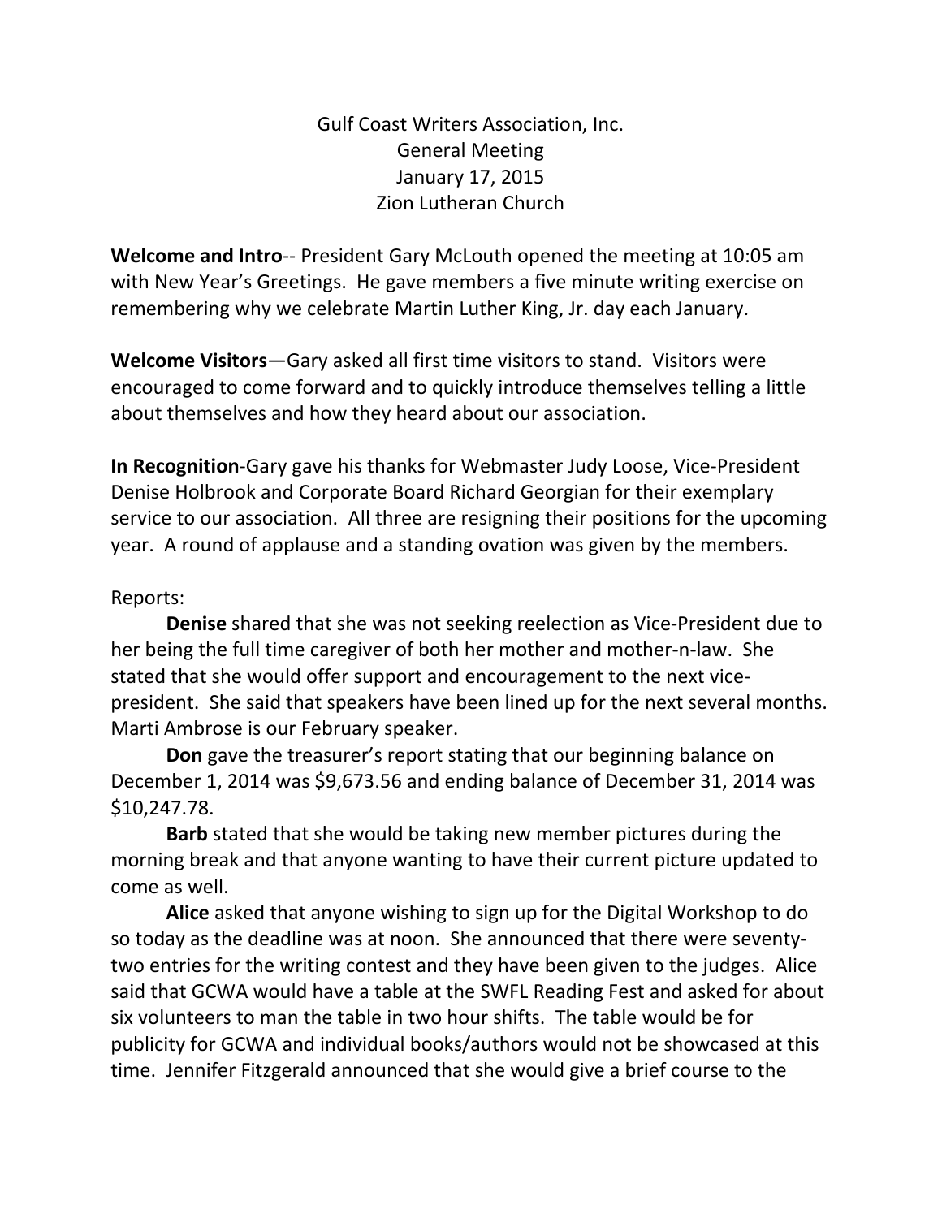Gulf Coast Writers Association, Inc.
General Meeting
January 17, 2015
Zion Lutheran Church

**Welcome and Intro**-- President Gary McLouth opened the meeting at 10:05 am with New Year's Greetings. He gave members a five minute writing exercise on remembering why we celebrate Martin Luther King, Jr. day each January.

**Welcome Visitors**—Gary asked all first time visitors to stand. Visitors were encouraged to come forward and to quickly introduce themselves telling a little about themselves and how they heard about our association.

**In Recognition**-Gary gave his thanks for Webmaster Judy Loose, Vice-President Denise Holbrook and Corporate Board Richard Georgian for their exemplary service to our association. All three are resigning their positions for the upcoming year. A round of applause and a standing ovation was given by the members.

Reports:

**Denise** shared that she was not seeking reelection as Vice-President due to her being the full time caregiver of both her mother and mother-n-law. She stated that she would offer support and encouragement to the next vice-president. She said that speakers have been lined up for the next several months. Marti Ambrose is our February speaker.

**Don** gave the treasurer's report stating that our beginning balance on December 1, 2014 was $9,673.56 and ending balance of December 31, 2014 was $10,247.78.

**Barb** stated that she would be taking new member pictures during the morning break and that anyone wanting to have their current picture updated to come as well.

**Alice** asked that anyone wishing to sign up for the Digital Workshop to do so today as the deadline was at noon. She announced that there were seventy-two entries for the writing contest and they have been given to the judges. Alice said that GCWA would have a table at the SWFL Reading Fest and asked for about six volunteers to man the table in two hour shifts. The table would be for publicity for GCWA and individual books/authors would not be showcased at this time. Jennifer Fitzgerald announced that she would give a brief course to the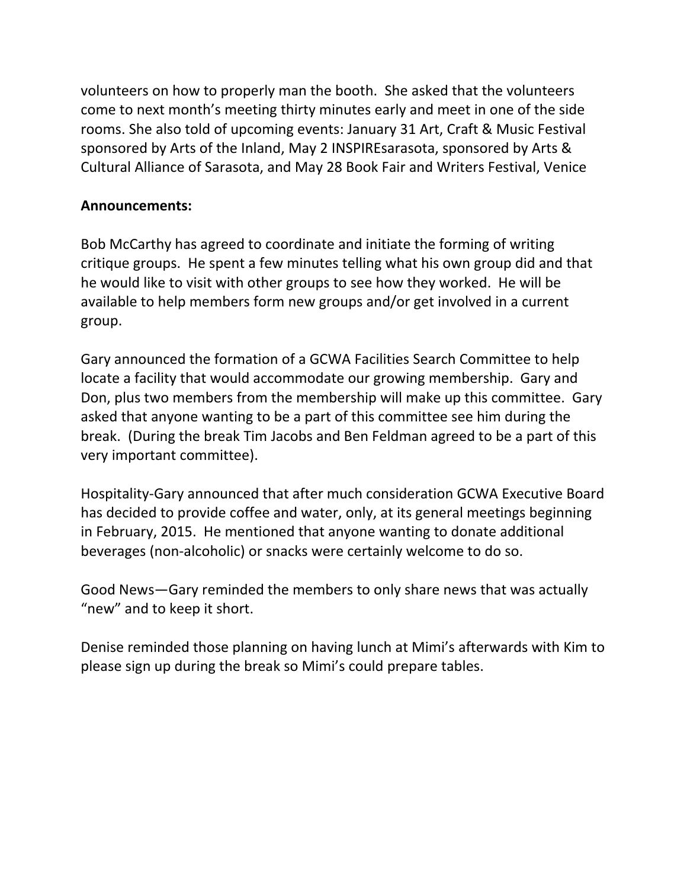volunteers on how to properly man the booth. She asked that the volunteers come to next month's meeting thirty minutes early and meet in one of the side rooms. She also told of upcoming events: January 31 Art, Craft & Music Festival sponsored by Arts of the Inland, May 2 INSPIREsarasota, sponsored by Arts & Cultural Alliance of Sarasota, and May 28 Book Fair and Writers Festival, Venice

**Announcements:**

Bob McCarthy has agreed to coordinate and initiate the forming of writing critique groups. He spent a few minutes telling what his own group did and that he would like to visit with other groups to see how they worked. He will be available to help members form new groups and/or get involved in a current group.

Gary announced the formation of a GCWA Facilities Search Committee to help locate a facility that would accommodate our growing membership. Gary and Don, plus two members from the membership will make up this committee. Gary asked that anyone wanting to be a part of this committee see him during the break. (During the break Tim Jacobs and Ben Feldman agreed to be a part of this very important committee).

Hospitality-Gary announced that after much consideration GCWA Executive Board has decided to provide coffee and water, only, at its general meetings beginning in February, 2015. He mentioned that anyone wanting to donate additional beverages (non-alcoholic) or snacks were certainly welcome to do so.

Good News—Gary reminded the members to only share news that was actually "new" and to keep it short.

Denise reminded those planning on having lunch at Mimi's afterwards with Kim to please sign up during the break so Mimi's could prepare tables.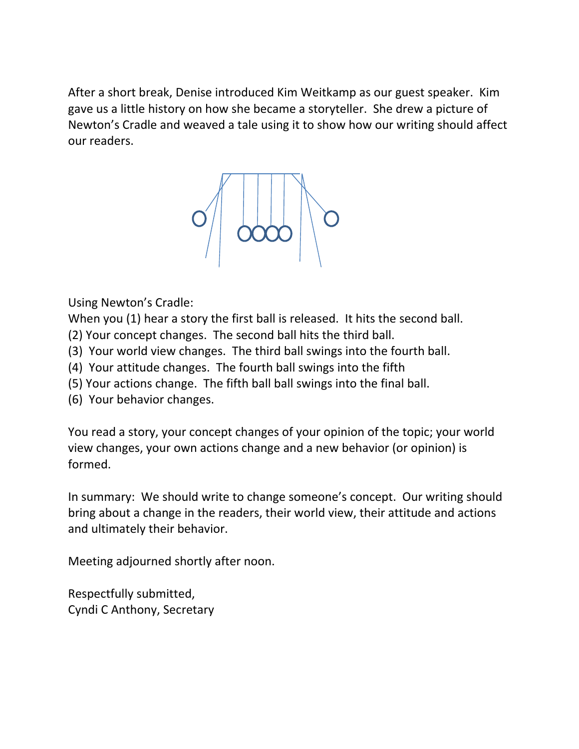After a short break, Denise introduced Kim Weitkamp as our guest speaker. Kim gave us a little history on how she became a storyteller. She drew a picture of Newton's Cradle and weaved a tale using it to show how our writing should affect our readers.

Using Newton's Cradle:
When you (1) hear a story the first ball is released. It hits the second ball.
(2) Your concept changes. The second ball hits the third ball.
(3) Your world view changes. The third ball swings into the fourth ball.
(4) Your attitude changes. The fourth ball swings into the fifth
(5) Your actions change. The fifth ball ball swings into the final ball.
(6) Your behavior changes.

You read a story, your concept changes of your opinion of the topic; your world view changes, your own actions change and a new behavior (or opinion) is formed.

In summary: We should write to change someone's concept. Our writing should bring about a change in the readers, their world view, their attitude and actions and ultimately their behavior.

Meeting adjourned shortly after noon.

Respectfully submitted,
Cyndi C Anthony, Secretary